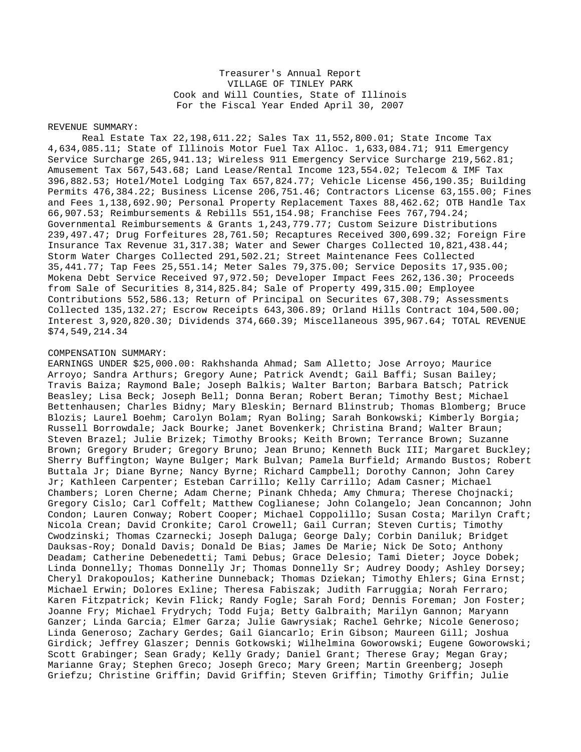Treasurer's Annual Report
VILLAGE OF TINLEY PARK
Cook and Will Counties, State of Illinois
For the Fiscal Year Ended April 30, 2007

REVENUE SUMMARY:

Real Estate Tax 22,198,611.22; Sales Tax 11,552,800.01; State Income Tax 4,634,085.11; State of Illinois Motor Fuel Tax Alloc. 1,633,084.71; 911 Emergency Service Surcharge 265,941.13; Wireless 911 Emergency Service Surcharge 219,562.81; Amusement Tax 567,543.68; Land Lease/Rental Income 123,554.02; Telecom & IMF Tax 396,882.53; Hotel/Motel Lodging Tax 657,824.77; Vehicle License 456,190.35; Building Permits 476,384.22; Business License 206,751.46; Contractors License 63,155.00; Fines and Fees 1,138,692.90; Personal Property Replacement Taxes 88,462.62; OTB Handle Tax 66,907.53; Reimbursements & Rebills 551,154.98; Franchise Fees 767,794.24; Governmental Reimbursements & Grants 1,243,779.77; Custom Seizure Distributions 239,497.47; Drug Forfeitures 28,761.50; Recaptures Received 300,699.32; Foreign Fire Insurance Tax Revenue 31,317.38; Water and Sewer Charges Collected 10,821,438.44; Storm Water Charges Collected 291,502.21; Street Maintenance Fees Collected 35,441.77; Tap Fees 25,551.14; Meter Sales 79,375.00; Service Deposits 17,935.00; Mokena Debt Service Received 97,972.50; Developer Impact Fees 262,136.30; Proceeds from Sale of Securities 8,314,825.84; Sale of Property 499,315.00; Employee Contributions 552,586.13; Return of Principal on Securites 67,308.79; Assessments Collected 135,132.27; Escrow Receipts 643,306.89; Orland Hills Contract 104,500.00; Interest 3,920,820.30; Dividends 374,660.39; Miscellaneous 395,967.64; TOTAL REVENUE $74,549,214.34

COMPENSATION SUMMARY:

EARNINGS UNDER $25,000.00: Rakhshanda Ahmad; Sam Alletto; Jose Arroyo; Maurice Arroyo; Sandra Arthurs; Gregory Aune; Patrick Avendt; Gail Baffi; Susan Bailey; Travis Baiza; Raymond Bale; Joseph Balkis; Walter Barton; Barbara Batsch; Patrick Beasley; Lisa Beck; Joseph Bell; Donna Beran; Robert Beran; Timothy Best; Michael Bettenhausen; Charles Bidny; Mary Bleskin; Bernard Blinstrub; Thomas Blomberg; Bruce Blozis; Laurel Boehm; Carolyn Bolam; Ryan Boling; Sarah Bonkowski; Kimberly Borgia; Russell Borrowdale; Jack Bourke; Janet Bovenkerk; Christina Brand; Walter Braun; Steven Brazel; Julie Brizek; Timothy Brooks; Keith Brown; Terrance Brown; Suzanne Brown; Gregory Bruder; Gregory Bruno; Jean Bruno; Kenneth Buck III; Margaret Buckley; Sherry Buffington; Wayne Bulger; Mark Bulvan; Pamela Burfield; Armando Bustos; Robert Buttala Jr; Diane Byrne; Nancy Byrne; Richard Campbell; Dorothy Cannon; John Carey Jr; Kathleen Carpenter; Esteban Carrillo; Kelly Carrillo; Adam Casner; Michael Chambers; Loren Cherne; Adam Cherne; Pinank Chheda; Amy Chmura; Therese Chojnacki; Gregory Cislo; Carl Coffelt; Matthew Coglianese; John Colangelo; Jean Concannon; John Condon; Lauren Conway; Robert Cooper; Michael Coppolillo; Susan Costa; Marilyn Craft; Nicola Crean; David Cronkite; Carol Crowell; Gail Curran; Steven Curtis; Timothy Cwodzinski; Thomas Czarnecki; Joseph Daluga; George Daly; Corbin Daniluk; Bridget Dauksas-Roy; Donald Davis; Donald De Bias; James De Marie; Nick De Soto; Anthony Deadam; Catherine Debenedetti; Tami Debus; Grace Delesio; Tami Dieter; Joyce Dobek; Linda Donnelly; Thomas Donnelly Jr; Thomas Donnelly Sr; Audrey Doody; Ashley Dorsey; Cheryl Drakopoulos; Katherine Dunneback; Thomas Dziekan; Timothy Ehlers; Gina Ernst; Michael Erwin; Dolores Exline; Theresa Fabiszak; Judith Farruggia; Norah Ferraro; Karen Fitzpatrick; Kevin Flick; Randy Fogle; Sarah Ford; Dennis Foreman; Jon Foster; Joanne Fry; Michael Frydrych; Todd Fuja; Betty Galbraith; Marilyn Gannon; Maryann Ganzer; Linda Garcia; Elmer Garza; Julie Gawrysiak; Rachel Gehrke; Nicole Generoso; Linda Generoso; Zachary Gerdes; Gail Giancarlo; Erin Gibson; Maureen Gill; Joshua Girdick; Jeffrey Glaszer; Dennis Gotkowski; Wilhelmina Goworowski; Eugene Goworowski; Scott Grabinger; Sean Grady; Kelly Grady; Daniel Grant; Therese Gray; Megan Gray; Marianne Gray; Stephen Greco; Joseph Greco; Mary Green; Martin Greenberg; Joseph Griefzu; Christine Griffin; David Griffin; Steven Griffin; Timothy Griffin; Julie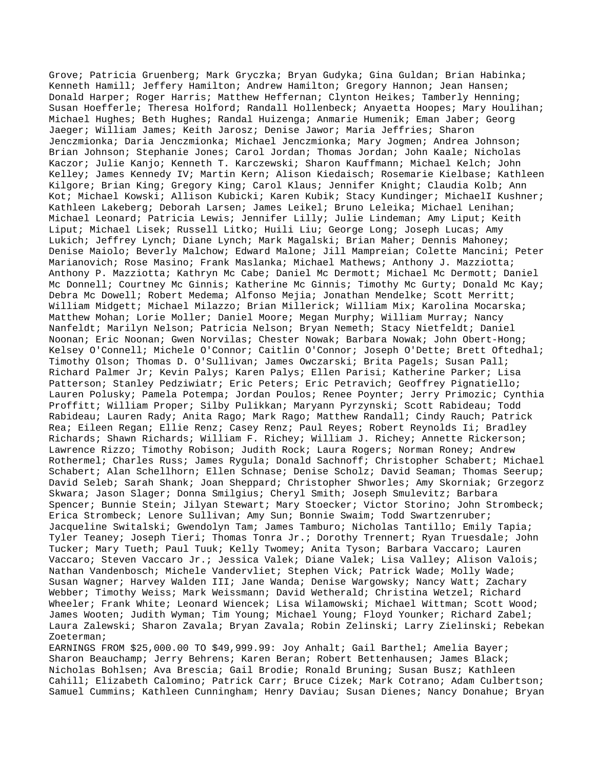Grove; Patricia Gruenberg; Mark Gryczka; Bryan Gudyka; Gina Guldan; Brian Habinka; Kenneth Hamill; Jeffery Hamilton; Andrew Hamilton; Gregory Hannon; Jean Hansen; Donald Harper; Roger Harris; Matthew Heffernan; Clynton Heikes; Tamberly Henning; Susan Hoefferle; Theresa Holford; Randall Hollenbeck; Anyaetta Hoopes; Mary Houlihan; Michael Hughes; Beth Hughes; Randal Huizenga; Anmarie Humenik; Eman Jaber; Georg Jaeger; William James; Keith Jarosz; Denise Jawor; Maria Jeffries; Sharon Jenczmionka; Daria Jenczmionka; Michael Jenczmionka; Mary Jogmen; Andrea Johnson; Brian Johnson; Stephanie Jones; Carol Jordan; Thomas Jordan; John Kaale; Nicholas Kaczor; Julie Kanjo; Kenneth T. Karczewski; Sharon Kauffmann; Michael Kelch; John Kelley; James Kennedy IV; Martin Kern; Alison Kiedaisch; Rosemarie Kielbase; Kathleen Kilgore; Brian King; Gregory King; Carol Klaus; Jennifer Knight; Claudia Kolb; Ann Kot; Michael Kowski; Allison Kubicki; Karen Kubik; Stacy Kundinger; MichaelI Kushner; Kathleen Lakeberg; Deborah Larsen; James Leikel; Bruno Leleika; Michael Lenihan; Michael Leonard; Patricia Lewis; Jennifer Lilly; Julie Lindeman; Amy Liput; Keith Liput; Michael Lisek; Russell Litko; Huili Liu; George Long; Joseph Lucas; Amy Lukich; Jeffrey Lynch; Diane Lynch; Mark Magalski; Brian Maher; Dennis Mahoney; Denise Maiolo; Beverly Malchow; Edward Malone; Jill Mampreian; Colette Mancini; Peter Marianovich; Rose Masino; Frank Maslanka; Michael Mathews; Anthony J. Mazziotta; Anthony P. Mazziotta; Kathryn Mc Cabe; Daniel Mc Dermott; Michael Mc Dermott; Daniel Mc Donnell; Courtney Mc Ginnis; Katherine Mc Ginnis; Timothy Mc Gurty; Donald Mc Kay; Debra Mc Dowell; Robert Medema; Alfonso Mejia; Jonathan Mendelke; Scott Merritt; William Midgett; Michael Milazzo; Brian Millerick; William Mix; Karolina Mocarska; Matthew Mohan; Lorie Moller; Daniel Moore; Megan Murphy; William Murray; Nancy Nanfeldt; Marilyn Nelson; Patricia Nelson; Bryan Nemeth; Stacy Nietfeldt; Daniel Noonan; Eric Noonan; Gwen Norvilas; Chester Nowak; Barbara Nowak; John Obert-Hong; Kelsey O'Connell; Michele O'Connor; Caitlin O'Connor; Joseph O'Dette; Brett Oftedhal; Timothy Olson; Thomas D. O'Sullivan; James Owczarski; Brita Pagels; Susan Pall; Richard Palmer Jr; Kevin Palys; Karen Palys; Ellen Parisi; Katherine Parker; Lisa Patterson; Stanley Pedziwiatr; Eric Peters; Eric Petravich; Geoffrey Pignatiello; Lauren Polusky; Pamela Potempa; Jordan Poulos; Renee Poynter; Jerry Primozic; Cynthia Proffitt; William Proper; Silby Pulikkan; Maryann Pyrzynski; Scott Rabideau; Todd Rabideau; Lauren Rady; Anita Rago; Mark Rago; Matthew Randall; Cindy Rauch; Patrick Rea; Eileen Regan; Ellie Renz; Casey Renz; Paul Reyes; Robert Reynolds Ii; Bradley Richards; Shawn Richards; William F. Richey; William J. Richey; Annette Rickerson; Lawrence Rizzo; Timothy Robison; Judith Rock; Laura Rogers; Norman Roney; Andrew Rothermel; Charles Russ; James Rygula; Donald Sachnoff; Christopher Schabert; Michael Schabert; Alan Schellhorn; Ellen Schnase; Denise Scholz; David Seaman; Thomas Seerup; David Seleb; Sarah Shank; Joan Sheppard; Christopher Shworles; Amy Skorniak; Grzegorz Skwara; Jason Slager; Donna Smilgius; Cheryl Smith; Joseph Smulevitz; Barbara Spencer; Bunnie Stein; Jilyan Stewart; Mary Stoecker; Victor Storino; John Strombeck; Erica Strombeck; Lenore Sullivan; Amy Sun; Bonnie Swaim; Todd Swartzenruber; Jacqueline Switalski; Gwendolyn Tam; James Tamburo; Nicholas Tantillo; Emily Tapia; Tyler Teaney; Joseph Tieri; Thomas Tonra Jr.; Dorothy Trennert; Ryan Truesdale; John Tucker; Mary Tueth; Paul Tuuk; Kelly Twomey; Anita Tyson; Barbara Vaccaro; Lauren Vaccaro; Steven Vaccaro Jr.; Jessica Valek; Diane Valek; Lisa Valley; Alison Valois; Nathan Vandenbosch; Michele Vandervliet; Stephen Vick; Patrick Wade; Molly Wade; Susan Wagner; Harvey Walden III; Jane Wanda; Denise Wargowsky; Nancy Watt; Zachary Webber; Timothy Weiss; Mark Weissmann; David Wetherald; Christina Wetzel; Richard Wheeler; Frank White; Leonard Wiencek; Lisa Wilamowski; Michael Wittman; Scott Wood; James Wooten; Judith Wyman; Tim Young; Michael Young; Floyd Younker; Richard Zabel; Laura Zalewski; Sharon Zavala; Bryan Zavala; Robin Zelinski; Larry Zielinski; Rebekan Zoeterman;

EARNINGS FROM $25,000.00 TO $49,999.99: Joy Anhalt; Gail Barthel; Amelia Bayer; Sharon Beauchamp; Jerry Behrens; Karen Beran; Robert Bettenhausen; James Black; Nicholas Bohlsen; Ava Brescia; Gail Brodie; Ronald Bruning; Susan Busz; Kathleen Cahill; Elizabeth Calomino; Patrick Carr; Bruce Cizek; Mark Cotrano; Adam Culbertson; Samuel Cummins; Kathleen Cunningham; Henry Daviau; Susan Dienes; Nancy Donahue; Bryan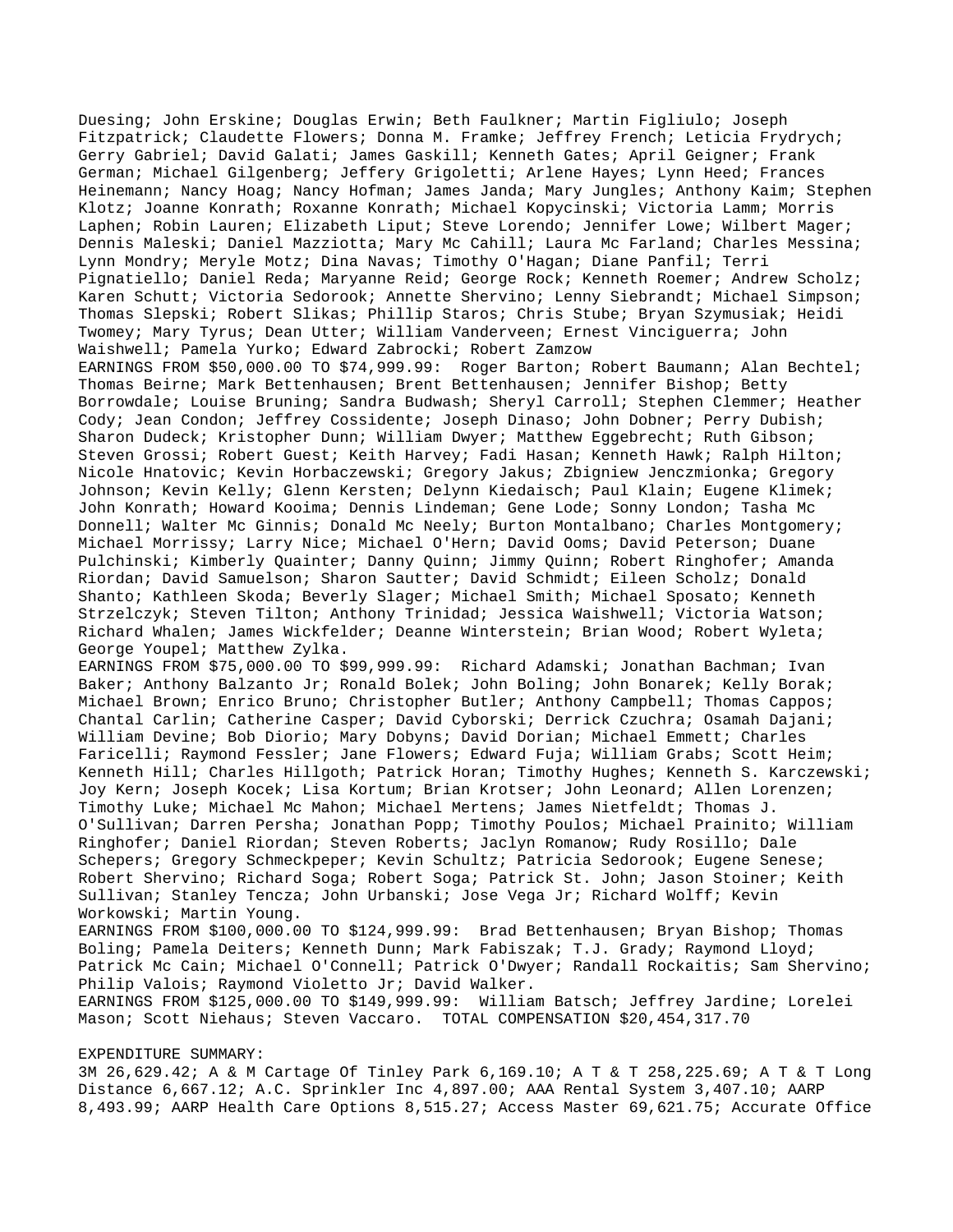Duesing; John Erskine; Douglas Erwin; Beth Faulkner; Martin Figliulo; Joseph Fitzpatrick; Claudette Flowers; Donna M. Framke; Jeffrey French; Leticia Frydrych; Gerry Gabriel; David Galati; James Gaskill; Kenneth Gates; April Geigner; Frank German; Michael Gilgenberg; Jeffery Grigoletti; Arlene Hayes; Lynn Heed; Frances Heinemann; Nancy Hoag; Nancy Hofman; James Janda; Mary Jungles; Anthony Kaim; Stephen Klotz; Joanne Konrath; Roxanne Konrath; Michael Kopycinski; Victoria Lamm; Morris Laphen; Robin Lauren; Elizabeth Liput; Steve Lorendo; Jennifer Lowe; Wilbert Mager; Dennis Maleski; Daniel Mazziotta; Mary Mc Cahill; Laura Mc Farland; Charles Messina; Lynn Mondry; Meryle Motz; Dina Navas; Timothy O'Hagan; Diane Panfil; Terri Pignatiello; Daniel Reda; Maryanne Reid; George Rock; Kenneth Roemer; Andrew Scholz; Karen Schutt; Victoria Sedorook; Annette Shervino; Lenny Siebrandt; Michael Simpson; Thomas Slepski; Robert Slikas; Phillip Staros; Chris Stube; Bryan Szymusiak; Heidi Twomey; Mary Tyrus; Dean Utter; William Vanderveen; Ernest Vinciguerra; John Waishwell; Pamela Yurko; Edward Zabrocki; Robert Zamzow

EARNINGS FROM $50,000.00 TO $74,999.99: Roger Barton; Robert Baumann; Alan Bechtel; Thomas Beirne; Mark Bettenhausen; Brent Bettenhausen; Jennifer Bishop; Betty Borrowdale; Louise Bruning; Sandra Budwash; Sheryl Carroll; Stephen Clemmer; Heather Cody; Jean Condon; Jeffrey Cossidente; Joseph Dinaso; John Dobner; Perry Dubish; Sharon Dudeck; Kristopher Dunn; William Dwyer; Matthew Eggebrecht; Ruth Gibson; Steven Grossi; Robert Guest; Keith Harvey; Fadi Hasan; Kenneth Hawk; Ralph Hilton; Nicole Hnatovic; Kevin Horbaczewski; Gregory Jakus; Zbigniew Jenczmionka; Gregory Johnson; Kevin Kelly; Glenn Kersten; Delynn Kiedaisch; Paul Klain; Eugene Klimek; John Konrath; Howard Kooima; Dennis Lindeman; Gene Lode; Sonny London; Tasha Mc Donnell; Walter Mc Ginnis; Donald Mc Neely; Burton Montalbano; Charles Montgomery; Michael Morrissy; Larry Nice; Michael O'Hern; David Ooms; David Peterson; Duane Pulchinski; Kimberly Quainter; Danny Quinn; Jimmy Quinn; Robert Ringhofer; Amanda Riordan; David Samuelson; Sharon Sautter; David Schmidt; Eileen Scholz; Donald Shanto; Kathleen Skoda; Beverly Slager; Michael Smith; Michael Sposato; Kenneth Strzelczyk; Steven Tilton; Anthony Trinidad; Jessica Waishwell; Victoria Watson; Richard Whalen; James Wickfelder; Deanne Winterstein; Brian Wood; Robert Wyleta; George Youpel; Matthew Zylka.

EARNINGS FROM $75,000.00 TO $99,999.99: Richard Adamski; Jonathan Bachman; Ivan Baker; Anthony Balzanto Jr; Ronald Bolek; John Boling; John Bonarek; Kelly Borak; Michael Brown; Enrico Bruno; Christopher Butler; Anthony Campbell; Thomas Cappos; Chantal Carlin; Catherine Casper; David Cyborski; Derrick Czuchra; Osamah Dajani; William Devine; Bob Diorio; Mary Dobyns; David Dorian; Michael Emmett; Charles Faricelli; Raymond Fessler; Jane Flowers; Edward Fuja; William Grabs; Scott Heim; Kenneth Hill; Charles Hillgoth; Patrick Horan; Timothy Hughes; Kenneth S. Karczewski; Joy Kern; Joseph Kocek; Lisa Kortum; Brian Krotser; John Leonard; Allen Lorenzen; Timothy Luke; Michael Mc Mahon; Michael Mertens; James Nietfeldt; Thomas J. O'Sullivan; Darren Persha; Jonathan Popp; Timothy Poulos; Michael Prainito; William Ringhofer; Daniel Riordan; Steven Roberts; Jaclyn Romanow; Rudy Rosillo; Dale Schepers; Gregory Schmeckpeper; Kevin Schultz; Patricia Sedorook; Eugene Senese; Robert Shervino; Richard Soga; Robert Soga; Patrick St. John; Jason Stoiner; Keith Sullivan; Stanley Tencza; John Urbanski; Jose Vega Jr; Richard Wolff; Kevin Workowski; Martin Young.

EARNINGS FROM $100,000.00 TO $124,999.99: Brad Bettenhausen; Bryan Bishop; Thomas Boling; Pamela Deiters; Kenneth Dunn; Mark Fabiszak; T.J. Grady; Raymond Lloyd; Patrick Mc Cain; Michael O'Connell; Patrick O'Dwyer; Randall Rockaitis; Sam Shervino; Philip Valois; Raymond Violetto Jr; David Walker.

EARNINGS FROM $125,000.00 TO $149,999.99: William Batsch; Jeffrey Jardine; Lorelei Mason; Scott Niehaus; Steven Vaccaro. TOTAL COMPENSATION $20,454,317.70

EXPENDITURE SUMMARY:

3M 26,629.42; A & M Cartage Of Tinley Park 6,169.10; A T & T 258,225.69; A T & T Long Distance 6,667.12; A.C. Sprinkler Inc 4,897.00; AAA Rental System 3,407.10; AARP 8,493.99; AARP Health Care Options 8,515.27; Access Master 69,621.75; Accurate Office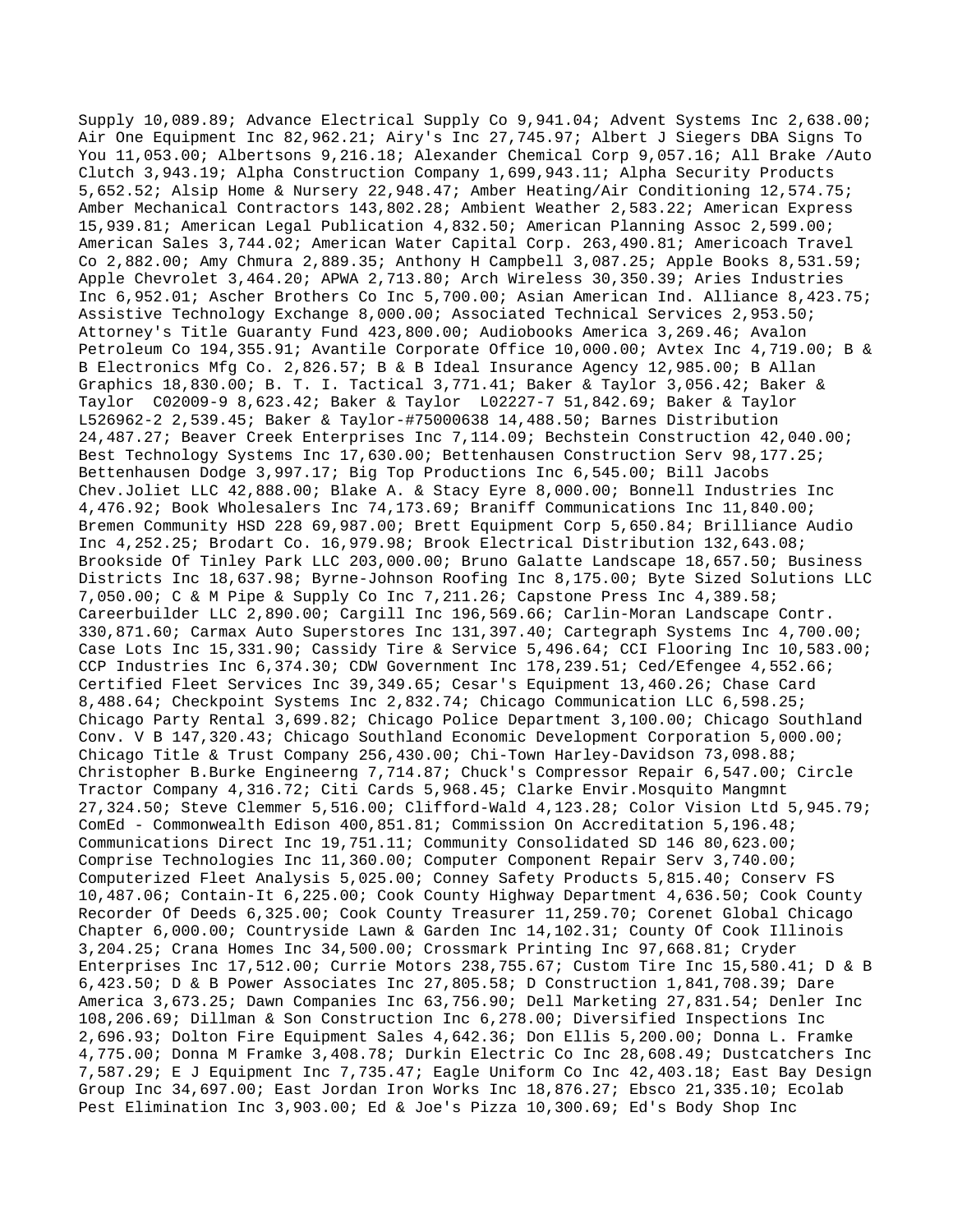Supply 10,089.89; Advance Electrical Supply Co 9,941.04; Advent Systems Inc 2,638.00; Air One Equipment Inc 82,962.21; Airy's Inc 27,745.97; Albert J Siegers DBA Signs To You 11,053.00; Albertsons 9,216.18; Alexander Chemical Corp 9,057.16; All Brake /Auto Clutch 3,943.19; Alpha Construction Company 1,699,943.11; Alpha Security Products 5,652.52; Alsip Home & Nursery 22,948.47; Amber Heating/Air Conditioning 12,574.75; Amber Mechanical Contractors 143,802.28; Ambient Weather 2,583.22; American Express 15,939.81; American Legal Publication 4,832.50; American Planning Assoc 2,599.00; American Sales 3,744.02; American Water Capital Corp. 263,490.81; Americoach Travel Co 2,882.00; Amy Chmura 2,889.35; Anthony H Campbell 3,087.25; Apple Books 8,531.59; Apple Chevrolet 3,464.20; APWA 2,713.80; Arch Wireless 30,350.39; Aries Industries Inc 6,952.01; Ascher Brothers Co Inc 5,700.00; Asian American Ind. Alliance 8,423.75; Assistive Technology Exchange 8,000.00; Associated Technical Services 2,953.50; Attorney's Title Guaranty Fund 423,800.00; Audiobooks America 3,269.46; Avalon Petroleum Co 194,355.91; Avantile Corporate Office 10,000.00; Avtex Inc 4,719.00; B & B Electronics Mfg Co. 2,826.57; B & B Ideal Insurance Agency 12,985.00; B Allan Graphics 18,830.00; B. T. I. Tactical 3,771.41; Baker & Taylor 3,056.42; Baker & Taylor C02009-9 8,623.42; Baker & Taylor L02227-7 51,842.69; Baker & Taylor L526962-2 2,539.45; Baker & Taylor-#75000638 14,488.50; Barnes Distribution 24,487.27; Beaver Creek Enterprises Inc 7,114.09; Bechstein Construction 42,040.00; Best Technology Systems Inc 17,630.00; Bettenhausen Construction Serv 98,177.25; Bettenhausen Dodge 3,997.17; Big Top Productions Inc 6,545.00; Bill Jacobs Chev.Joliet LLC 42,888.00; Blake A. & Stacy Eyre 8,000.00; Bonnell Industries Inc 4,476.92; Book Wholesalers Inc 74,173.69; Braniff Communications Inc 11,840.00; Bremen Community HSD 228 69,987.00; Brett Equipment Corp 5,650.84; Brilliance Audio Inc 4,252.25; Brodart Co. 16,979.98; Brook Electrical Distribution 132,643.08; Brookside Of Tinley Park LLC 203,000.00; Bruno Galatte Landscape 18,657.50; Business Districts Inc 18,637.98; Byrne-Johnson Roofing Inc 8,175.00; Byte Sized Solutions LLC 7,050.00; C & M Pipe & Supply Co Inc 7,211.26; Capstone Press Inc 4,389.58; Careerbuilder LLC 2,890.00; Cargill Inc 196,569.66; Carlin-Moran Landscape Contr. 330,871.60; Carmax Auto Superstores Inc 131,397.40; Cartegraph Systems Inc 4,700.00; Case Lots Inc 15,331.90; Cassidy Tire & Service 5,496.64; CCI Flooring Inc 10,583.00; CCP Industries Inc 6,374.30; CDW Government Inc 178,239.51; Ced/Efengee 4,552.66; Certified Fleet Services Inc 39,349.65; Cesar's Equipment 13,460.26; Chase Card 8,488.64; Checkpoint Systems Inc 2,832.74; Chicago Communication LLC 6,598.25; Chicago Party Rental 3,699.82; Chicago Police Department 3,100.00; Chicago Southland Conv. V B 147,320.43; Chicago Southland Economic Development Corporation 5,000.00; Chicago Title & Trust Company 256,430.00; Chi-Town Harley-Davidson 73,098.88; Christopher B.Burke Engineerng 7,714.87; Chuck's Compressor Repair 6,547.00; Circle Tractor Company 4,316.72; Citi Cards 5,968.45; Clarke Envir.Mosquito Mangmnt 27,324.50; Steve Clemmer 5,516.00; Clifford-Wald 4,123.28; Color Vision Ltd 5,945.79; ComEd - Commonwealth Edison 400,851.81; Commission On Accreditation 5,196.48; Communications Direct Inc 19,751.11; Community Consolidated SD 146 80,623.00; Comprise Technologies Inc 11,360.00; Computer Component Repair Serv 3,740.00; Computerized Fleet Analysis 5,025.00; Conney Safety Products 5,815.40; Conserv FS 10,487.06; Contain-It 6,225.00; Cook County Highway Department 4,636.50; Cook County Recorder Of Deeds 6,325.00; Cook County Treasurer 11,259.70; Corenet Global Chicago Chapter 6,000.00; Countryside Lawn & Garden Inc 14,102.31; County Of Cook Illinois 3,204.25; Crana Homes Inc 34,500.00; Crossmark Printing Inc 97,668.81; Cryder Enterprises Inc 17,512.00; Currie Motors 238,755.67; Custom Tire Inc 15,580.41; D & B 6,423.50; D & B Power Associates Inc 27,805.58; D Construction 1,841,708.39; Dare America 3,673.25; Dawn Companies Inc 63,756.90; Dell Marketing 27,831.54; Denler Inc 108,206.69; Dillman & Son Construction Inc 6,278.00; Diversified Inspections Inc 2,696.93; Dolton Fire Equipment Sales 4,642.36; Don Ellis 5,200.00; Donna L. Framke 4,775.00; Donna M Framke 3,408.78; Durkin Electric Co Inc 28,608.49; Dustcatchers Inc 7,587.29; E J Equipment Inc 7,735.47; Eagle Uniform Co Inc 42,403.18; East Bay Design Group Inc 34,697.00; East Jordan Iron Works Inc 18,876.27; Ebsco 21,335.10; Ecolab Pest Elimination Inc 3,903.00; Ed & Joe's Pizza 10,300.69; Ed's Body Shop Inc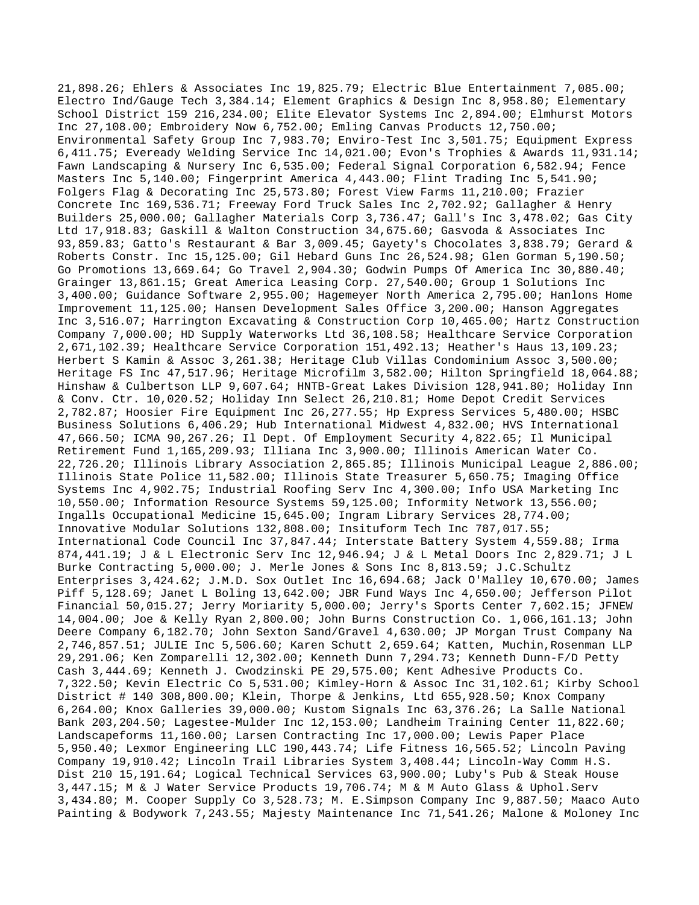21,898.26; Ehlers & Associates Inc 19,825.79; Electric Blue Entertainment 7,085.00; Electro Ind/Gauge Tech 3,384.14; Element Graphics & Design Inc 8,958.80; Elementary School District 159 216,234.00; Elite Elevator Systems Inc 2,894.00; Elmhurst Motors Inc 27,108.00; Embroidery Now 6,752.00; Emling Canvas Products 12,750.00; Environmental Safety Group Inc 7,983.70; Enviro-Test Inc 3,501.75; Equipment Express 6,411.75; Eveready Welding Service Inc 14,021.00; Evon's Trophies & Awards 11,931.14; Fawn Landscaping & Nursery Inc 6,535.00; Federal Signal Corporation 6,582.94; Fence Masters Inc 5,140.00; Fingerprint America 4,443.00; Flint Trading Inc 5,541.90; Folgers Flag & Decorating Inc 25,573.80; Forest View Farms 11,210.00; Frazier Concrete Inc 169,536.71; Freeway Ford Truck Sales Inc 2,702.92; Gallagher & Henry Builders 25,000.00; Gallagher Materials Corp 3,736.47; Gall's Inc 3,478.02; Gas City Ltd 17,918.83; Gaskill & Walton Construction 34,675.60; Gasvoda & Associates Inc 93,859.83; Gatto's Restaurant & Bar 3,009.45; Gayety's Chocolates 3,838.79; Gerard & Roberts Constr. Inc 15,125.00; Gil Hebard Guns Inc 26,524.98; Glen Gorman 5,190.50; Go Promotions 13,669.64; Go Travel 2,904.30; Godwin Pumps Of America Inc 30,880.40; Grainger 13,861.15; Great America Leasing Corp. 27,540.00; Group 1 Solutions Inc 3,400.00; Guidance Software 2,955.00; Hagemeyer North America 2,795.00; Hanlons Home Improvement 11,125.00; Hansen Development Sales Office 3,200.00; Hanson Aggregates Inc 3,516.07; Harrington Excavating & Construction Corp 10,465.00; Hartz Construction Company 7,000.00; HD Supply Waterworks Ltd 36,108.58; Healthcare Service Corporation 2,671,102.39; Healthcare Service Corporation 151,492.13; Heather's Haus 13,109.23; Herbert S Kamin & Assoc 3,261.38; Heritage Club Villas Condominium Assoc 3,500.00; Heritage FS Inc 47,517.96; Heritage Microfilm 3,582.00; Hilton Springfield 18,064.88; Hinshaw & Culbertson LLP 9,607.64; HNTB-Great Lakes Division 128,941.80; Holiday Inn & Conv. Ctr. 10,020.52; Holiday Inn Select 26,210.81; Home Depot Credit Services 2,782.87; Hoosier Fire Equipment Inc 26,277.55; Hp Express Services 5,480.00; HSBC Business Solutions 6,406.29; Hub International Midwest 4,832.00; HVS International 47,666.50; ICMA 90,267.26; Il Dept. Of Employment Security 4,822.65; Il Municipal Retirement Fund 1,165,209.93; Illiana Inc 3,900.00; Illinois American Water Co. 22,726.20; Illinois Library Association 2,865.85; Illinois Municipal League 2,886.00; Illinois State Police 11,582.00; Illinois State Treasurer 5,650.75; Imaging Office Systems Inc 4,902.75; Industrial Roofing Serv Inc 4,300.00; Info USA Marketing Inc 10,550.00; Information Resource Systems 59,125.00; Informity Network 13,556.00; Ingalls Occupational Medicine 15,645.00; Ingram Library Services 28,774.00; Innovative Modular Solutions 132,808.00; Insituform Tech Inc 787,017.55; International Code Council Inc 37,847.44; Interstate Battery System 4,559.88; Irma 874,441.19; J & L Electronic Serv Inc 12,946.94; J & L Metal Doors Inc 2,829.71; J L Burke Contracting 5,000.00; J. Merle Jones & Sons Inc 8,813.59; J.C.Schultz Enterprises 3,424.62; J.M.D. Sox Outlet Inc 16,694.68; Jack O'Malley 10,670.00; James Piff 5,128.69; Janet L Boling 13,642.00; JBR Fund Ways Inc 4,650.00; Jefferson Pilot Financial 50,015.27; Jerry Moriarity 5,000.00; Jerry's Sports Center 7,602.15; JFNEW 14,004.00; Joe & Kelly Ryan 2,800.00; John Burns Construction Co. 1,066,161.13; John Deere Company 6,182.70; John Sexton Sand/Gravel 4,630.00; JP Morgan Trust Company Na 2,746,857.51; JULIE Inc 5,506.60; Karen Schutt 2,659.64; Katten, Muchin,Rosenman LLP 29,291.06; Ken Zomparelli 12,302.00; Kenneth Dunn 7,294.73; Kenneth Dunn-F/D Petty Cash 3,444.69; Kenneth J. Cwodzinski PE 29,575.00; Kent Adhesive Products Co. 7,322.50; Kevin Electric Co 5,531.00; Kimley-Horn & Assoc Inc 31,102.61; Kirby School District # 140 308,800.00; Klein, Thorpe & Jenkins, Ltd 655,928.50; Knox Company 6,264.00; Knox Galleries 39,000.00; Kustom Signals Inc 63,376.26; La Salle National Bank 203,204.50; Lagestee-Mulder Inc 12,153.00; Landheim Training Center 11,822.60; Landscapeforms 11,160.00; Larsen Contracting Inc 17,000.00; Lewis Paper Place 5,950.40; Lexmor Engineering LLC 190,443.74; Life Fitness 16,565.52; Lincoln Paving Company 19,910.42; Lincoln Trail Libraries System 3,408.44; Lincoln-Way Comm H.S. Dist 210 15,191.64; Logical Technical Services 63,900.00; Luby's Pub & Steak House 3,447.15; M & J Water Service Products 19,706.74; M & M Auto Glass & Uphol.Serv 3,434.80; M. Cooper Supply Co 3,528.73; M. E.Simpson Company Inc 9,887.50; Maaco Auto Painting & Bodywork 7,243.55; Majesty Maintenance Inc 71,541.26; Malone & Moloney Inc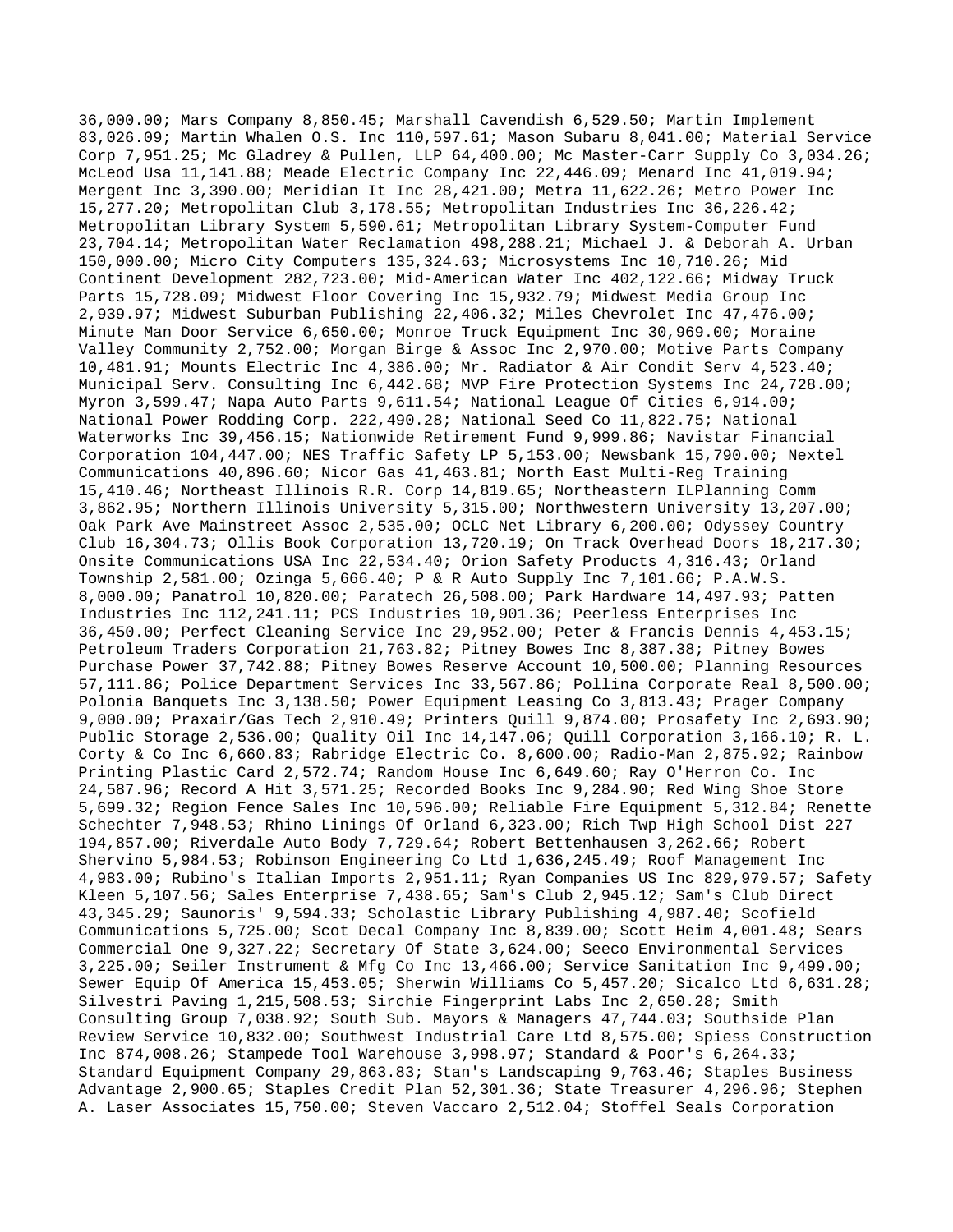36,000.00; Mars Company 8,850.45; Marshall Cavendish 6,529.50; Martin Implement 83,026.09; Martin Whalen O.S. Inc 110,597.61; Mason Subaru 8,041.00; Material Service Corp 7,951.25; Mc Gladrey & Pullen, LLP 64,400.00; Mc Master-Carr Supply Co 3,034.26; McLeod Usa 11,141.88; Meade Electric Company Inc 22,446.09; Menard Inc 41,019.94; Mergent Inc 3,390.00; Meridian It Inc 28,421.00; Metra 11,622.26; Metro Power Inc 15,277.20; Metropolitan Club 3,178.55; Metropolitan Industries Inc 36,226.42; Metropolitan Library System 5,590.61; Metropolitan Library System-Computer Fund 23,704.14; Metropolitan Water Reclamation 498,288.21; Michael J. & Deborah A. Urban 150,000.00; Micro City Computers 135,324.63; Microsystems Inc 10,710.26; Mid Continent Development 282,723.00; Mid-American Water Inc 402,122.66; Midway Truck Parts 15,728.09; Midwest Floor Covering Inc 15,932.79; Midwest Media Group Inc 2,939.97; Midwest Suburban Publishing 22,406.32; Miles Chevrolet Inc 47,476.00; Minute Man Door Service 6,650.00; Monroe Truck Equipment Inc 30,969.00; Moraine Valley Community 2,752.00; Morgan Birge & Assoc Inc 2,970.00; Motive Parts Company 10,481.91; Mounts Electric Inc 4,386.00; Mr. Radiator & Air Condit Serv 4,523.40; Municipal Serv. Consulting Inc 6,442.68; MVP Fire Protection Systems Inc 24,728.00; Myron 3,599.47; Napa Auto Parts 9,611.54; National League Of Cities 6,914.00; National Power Rodding Corp. 222,490.28; National Seed Co 11,822.75; National Waterworks Inc 39,456.15; Nationwide Retirement Fund 9,999.86; Navistar Financial Corporation 104,447.00; NES Traffic Safety LP 5,153.00; Newsbank 15,790.00; Nextel Communications 40,896.60; Nicor Gas 41,463.81; North East Multi-Reg Training 15,410.46; Northeast Illinois R.R. Corp 14,819.65; Northeastern ILPlanning Comm 3,862.95; Northern Illinois University 5,315.00; Northwestern University 13,207.00; Oak Park Ave Mainstreet Assoc 2,535.00; OCLC Net Library 6,200.00; Odyssey Country Club 16,304.73; Ollis Book Corporation 13,720.19; On Track Overhead Doors 18,217.30; Onsite Communications USA Inc 22,534.40; Orion Safety Products 4,316.43; Orland Township 2,581.00; Ozinga 5,666.40; P & R Auto Supply Inc 7,101.66; P.A.W.S. 8,000.00; Panatrol 10,820.00; Paratech 26,508.00; Park Hardware 14,497.93; Patten Industries Inc 112,241.11; PCS Industries 10,901.36; Peerless Enterprises Inc 36,450.00; Perfect Cleaning Service Inc 29,952.00; Peter & Francis Dennis 4,453.15; Petroleum Traders Corporation 21,763.82; Pitney Bowes Inc 8,387.38; Pitney Bowes Purchase Power 37,742.88; Pitney Bowes Reserve Account 10,500.00; Planning Resources 57,111.86; Police Department Services Inc 33,567.86; Pollina Corporate Real 8,500.00; Polonia Banquets Inc 3,138.50; Power Equipment Leasing Co 3,813.43; Prager Company 9,000.00; Praxair/Gas Tech 2,910.49; Printers Quill 9,874.00; Prosafety Inc 2,693.90; Public Storage 2,536.00; Quality Oil Inc 14,147.06; Quill Corporation 3,166.10; R. L. Corty & Co Inc 6,660.83; Rabridge Electric Co. 8,600.00; Radio-Man 2,875.92; Rainbow Printing Plastic Card 2,572.74; Random House Inc 6,649.60; Ray O'Herron Co. Inc 24,587.96; Record A Hit 3,571.25; Recorded Books Inc 9,284.90; Red Wing Shoe Store 5,699.32; Region Fence Sales Inc 10,596.00; Reliable Fire Equipment 5,312.84; Renette Schechter 7,948.53; Rhino Linings Of Orland 6,323.00; Rich Twp High School Dist 227 194,857.00; Riverdale Auto Body 7,729.64; Robert Bettenhausen 3,262.66; Robert Shervino 5,984.53; Robinson Engineering Co Ltd 1,636,245.49; Roof Management Inc 4,983.00; Rubino's Italian Imports 2,951.11; Ryan Companies US Inc 829,979.57; Safety Kleen 5,107.56; Sales Enterprise 7,438.65; Sam's Club 2,945.12; Sam's Club Direct 43,345.29; Saunoris' 9,594.33; Scholastic Library Publishing 4,987.40; Scofield Communications 5,725.00; Scot Decal Company Inc 8,839.00; Scott Heim 4,001.48; Sears Commercial One 9,327.22; Secretary Of State 3,624.00; Seeco Environmental Services 3,225.00; Seiler Instrument & Mfg Co Inc 13,466.00; Service Sanitation Inc 9,499.00; Sewer Equip Of America 15,453.05; Sherwin Williams Co 5,457.20; Sicalco Ltd 6,631.28; Silvestri Paving 1,215,508.53; Sirchie Fingerprint Labs Inc 2,650.28; Smith Consulting Group 7,038.92; South Sub. Mayors & Managers 47,744.03; Southside Plan Review Service 10,832.00; Southwest Industrial Care Ltd 8,575.00; Spiess Construction Inc 874,008.26; Stampede Tool Warehouse 3,998.97; Standard & Poor's 6,264.33; Standard Equipment Company 29,863.83; Stan's Landscaping 9,763.46; Staples Business Advantage 2,900.65; Staples Credit Plan 52,301.36; State Treasurer 4,296.96; Stephen A. Laser Associates 15,750.00; Steven Vaccaro 2,512.04; Stoffel Seals Corporation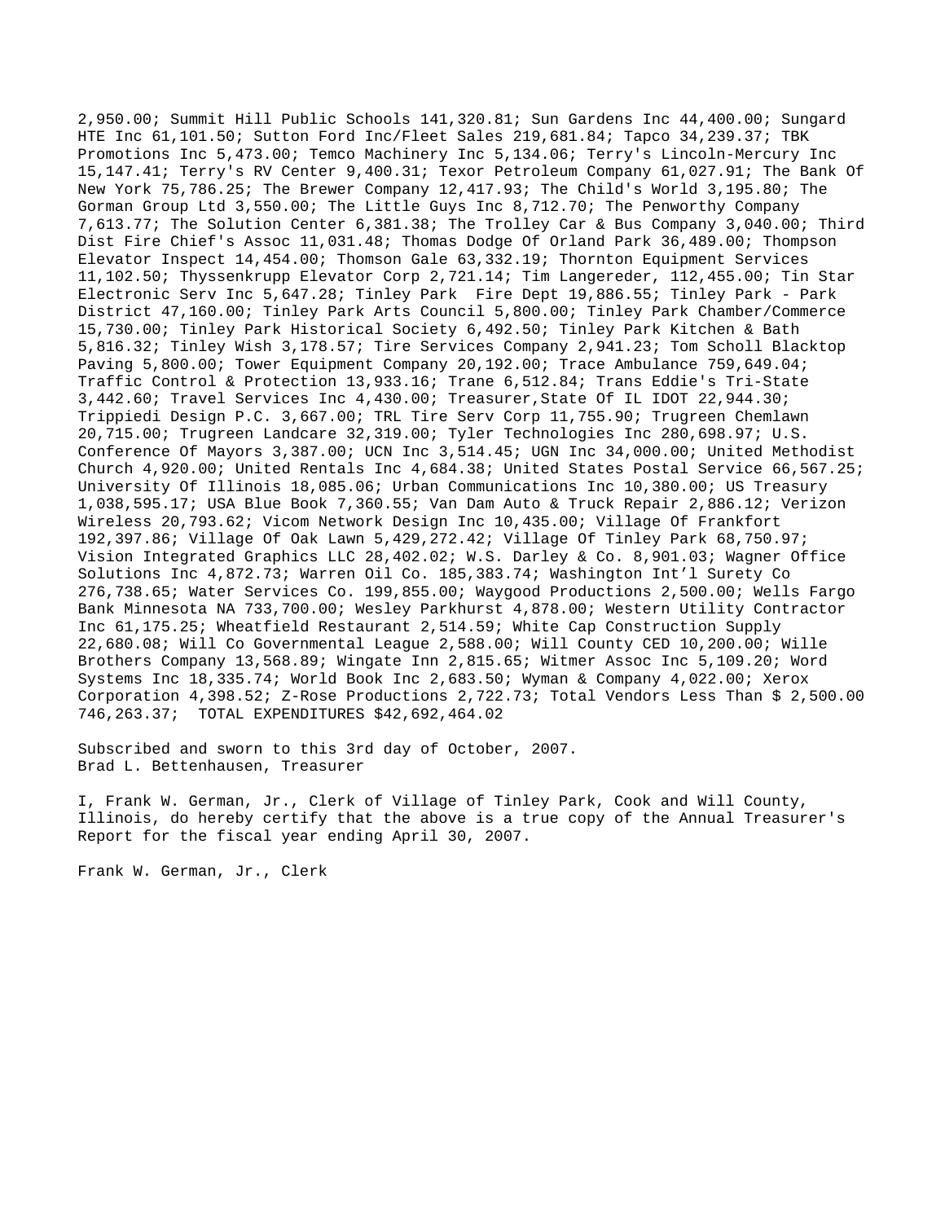2,950.00; Summit Hill Public Schools 141,320.81; Sun Gardens Inc 44,400.00; Sungard HTE Inc 61,101.50; Sutton Ford Inc/Fleet Sales 219,681.84; Tapco 34,239.37; TBK Promotions Inc 5,473.00; Temco Machinery Inc 5,134.06; Terry's Lincoln-Mercury Inc 15,147.41; Terry's RV Center 9,400.31; Texor Petroleum Company 61,027.91; The Bank Of New York 75,786.25; The Brewer Company 12,417.93; The Child's World 3,195.80; The Gorman Group Ltd 3,550.00; The Little Guys Inc 8,712.70; The Penworthy Company 7,613.77; The Solution Center 6,381.38; The Trolley Car & Bus Company 3,040.00; Third Dist Fire Chief's Assoc 11,031.48; Thomas Dodge Of Orland Park 36,489.00; Thompson Elevator Inspect 14,454.00; Thomson Gale 63,332.19; Thornton Equipment Services 11,102.50; Thyssenkrupp Elevator Corp 2,721.14; Tim Langereder, 112,455.00; Tin Star Electronic Serv Inc 5,647.28; Tinley Park Fire Dept 19,886.55; Tinley Park - Park District 47,160.00; Tinley Park Arts Council 5,800.00; Tinley Park Chamber/Commerce 15,730.00; Tinley Park Historical Society 6,492.50; Tinley Park Kitchen & Bath 5,816.32; Tinley Wish 3,178.57; Tire Services Company 2,941.23; Tom Scholl Blacktop Paving 5,800.00; Tower Equipment Company 20,192.00; Trace Ambulance 759,649.04; Traffic Control & Protection 13,933.16; Trane 6,512.84; Trans Eddie's Tri-State 3,442.60; Travel Services Inc 4,430.00; Treasurer,State Of IL IDOT 22,944.30; Trippiedi Design P.C. 3,667.00; TRL Tire Serv Corp 11,755.90; Trugreen Chemlawn 20,715.00; Trugreen Landcare 32,319.00; Tyler Technologies Inc 280,698.97; U.S. Conference Of Mayors 3,387.00; UCN Inc 3,514.45; UGN Inc 34,000.00; United Methodist Church 4,920.00; United Rentals Inc 4,684.38; United States Postal Service 66,567.25; University Of Illinois 18,085.06; Urban Communications Inc 10,380.00; US Treasury 1,038,595.17; USA Blue Book 7,360.55; Van Dam Auto & Truck Repair 2,886.12; Verizon Wireless 20,793.62; Vicom Network Design Inc 10,435.00; Village Of Frankfort 192,397.86; Village Of Oak Lawn 5,429,272.42; Village Of Tinley Park 68,750.97; Vision Integrated Graphics LLC 28,402.02; W.S. Darley & Co. 8,901.03; Wagner Office Solutions Inc 4,872.73; Warren Oil Co. 185,383.74; Washington Int'l Surety Co 276,738.65; Water Services Co. 199,855.00; Waygood Productions 2,500.00; Wells Fargo Bank Minnesota NA 733,700.00; Wesley Parkhurst 4,878.00; Western Utility Contractor Inc 61,175.25; Wheatfield Restaurant 2,514.59; White Cap Construction Supply 22,680.08; Will Co Governmental League 2,588.00; Will County CED 10,200.00; Wille Brothers Company 13,568.89; Wingate Inn 2,815.65; Witmer Assoc Inc 5,109.20; Word Systems Inc 18,335.74; World Book Inc 2,683.50; Wyman & Company 4,022.00; Xerox Corporation 4,398.52; Z-Rose Productions 2,722.73; Total Vendors Less Than $ 2,500.00 746,263.37; TOTAL EXPENDITURES $42,692,464.02

Subscribed and sworn to this 3rd day of October, 2007.
Brad L. Bettenhausen, Treasurer

I, Frank W. German, Jr., Clerk of Village of Tinley Park, Cook and Will County, Illinois, do hereby certify that the above is a true copy of the Annual Treasurer's Report for the fiscal year ending April 30, 2007.

Frank W. German, Jr., Clerk